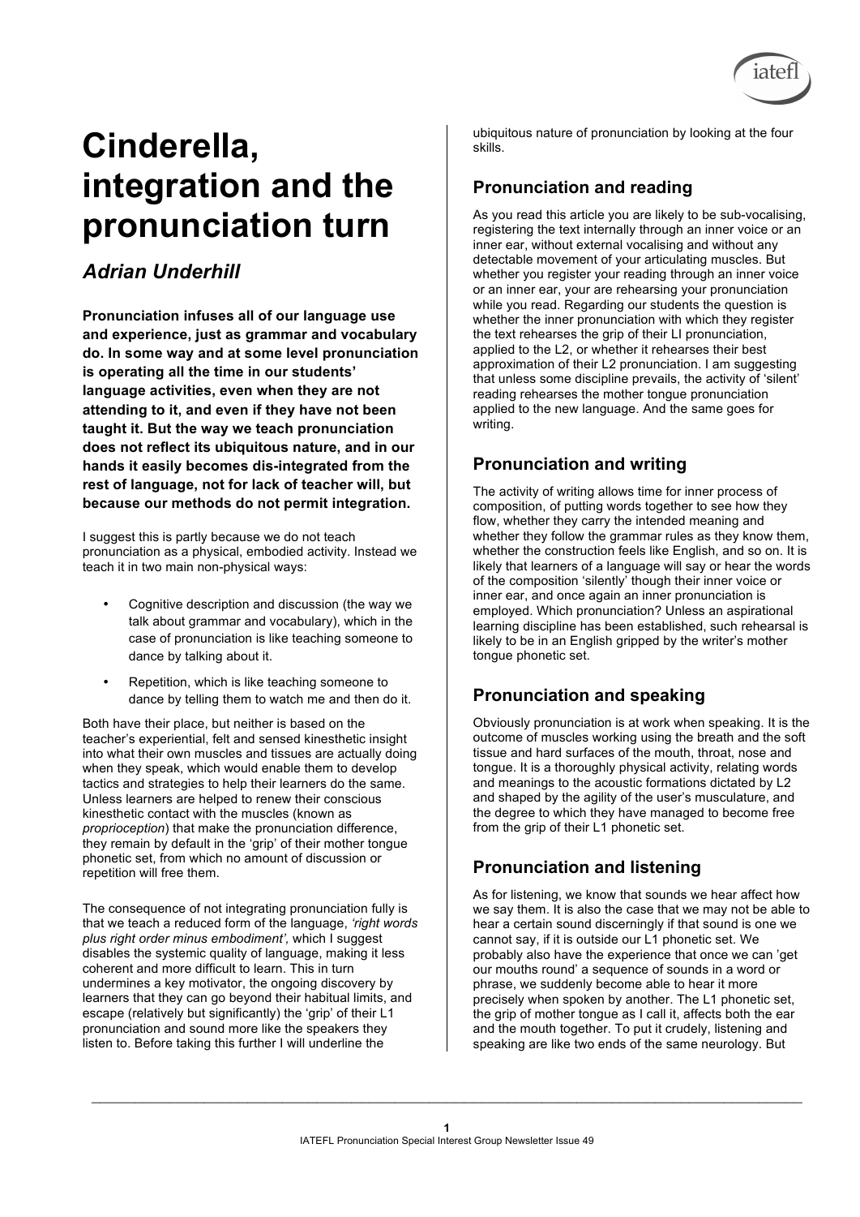# Cinderella, integration and the pronunciation turn

## *Adrian Underhill*

**Pronunciation infuses all of our language use and experience, just as grammar and vocabulary do. In some way and at some level pronunciation is operating all the time in our students' language activities, even when they are not attending to it, and even if they have not been taught it. But the way we teach pronunciation does not reflect its ubiquitous nature, and in our hands it easily becomes dis-integrated from the rest of language, not for lack of teacher will, but because our methods do not permit integration.**

I suggest this is partly because we do not teach pronunciation as a physical, embodied activity. Instead we teach it in two main non-physical ways:

- Cognitive description and discussion (the way we talk about grammar and vocabulary), which in the case of pronunciation is like teaching someone to dance by talking about it.
- Repetition, which is like teaching someone to dance by telling them to watch me and then do it.

Both have their place, but neither is based on the teacher's experiential, felt and sensed kinesthetic insight into what their own muscles and tissues are actually doing when they speak, which would enable them to develop tactics and strategies to help their learners do the same. Unless learners are helped to renew their conscious kinesthetic contact with the muscles (known as *proprioception*) that make the pronunciation difference, they remain by default in the 'grip' of their mother tongue phonetic set, from which no amount of discussion or repetition will free them.

The consequence of not integrating pronunciation fully is that we teach a reduced form of the language, *'right words plus right order minus embodiment',* which I suggest disables the systemic quality of language, making it less coherent and more difficult to learn. This in turn undermines a key motivator, the ongoing discovery by learners that they can go beyond their habitual limits, and escape (relatively but significantly) the 'grip' of their L1 pronunciation and sound more like the speakers they listen to. Before taking this further I will underline the ubiquitous nature of pronunciation by looking at the four skills.

## Pronunciation and reading

As you read this article you are likely to be sub-vocalising, registering the text internally through an inner voice or an inner ear, without external vocalising and without any detectable movement of your articulating muscles. But whether you register your reading through an inner voice or an inner ear, your are rehearsing your pronunciation while you read. Regarding our students the question is whether the inner pronunciation with which they register the text rehearses the grip of their LI pronunciation, applied to the L2, or whether it rehearses their best approximation of their L2 pronunciation. I am suggesting that unless some discipline prevails, the activity of 'silent' reading rehearses the mother tongue pronunciation applied to the new language. And the same goes for writing.

## Pronunciation and writing

The activity of writing allows time for inner process of composition, of putting words together to see how they flow, whether they carry the intended meaning and whether they follow the grammar rules as they know them, whether the construction feels like English, and so on. It is likely that learners of a language will say or hear the words of the composition 'silently' though their inner voice or inner ear, and once again an inner pronunciation is employed. Which pronunciation? Unless an aspirational learning discipline has been established, such rehearsal is likely to be in an English gripped by the writer's mother tongue phonetic set.

## Pronunciation and speaking

Obviously pronunciation is at work when speaking. It is the outcome of muscles working using the breath and the soft tissue and hard surfaces of the mouth, throat, nose and tongue. It is a thoroughly physical activity, relating words and meanings to the acoustic formations dictated by L2 and shaped by the agility of the user's musculature, and the degree to which they have managed to become free from the grip of their L1 phonetic set.

## Pronunciation and listening

As for listening, we know that sounds we hear affect how we say them. It is also the case that we may not be able to hear a certain sound discerningly if that sound is one we cannot say, if it is outside our L1 phonetic set. We probably also have the experience that once we can 'get our mouths round' a sequence of sounds in a word or phrase, we suddenly become able to hear it more precisely when spoken by another. The L1 phonetic set, the grip of mother tongue as I call it, affects both the ear and the mouth together. To put it crudely, listening and speaking are like two ends of the same neurology. But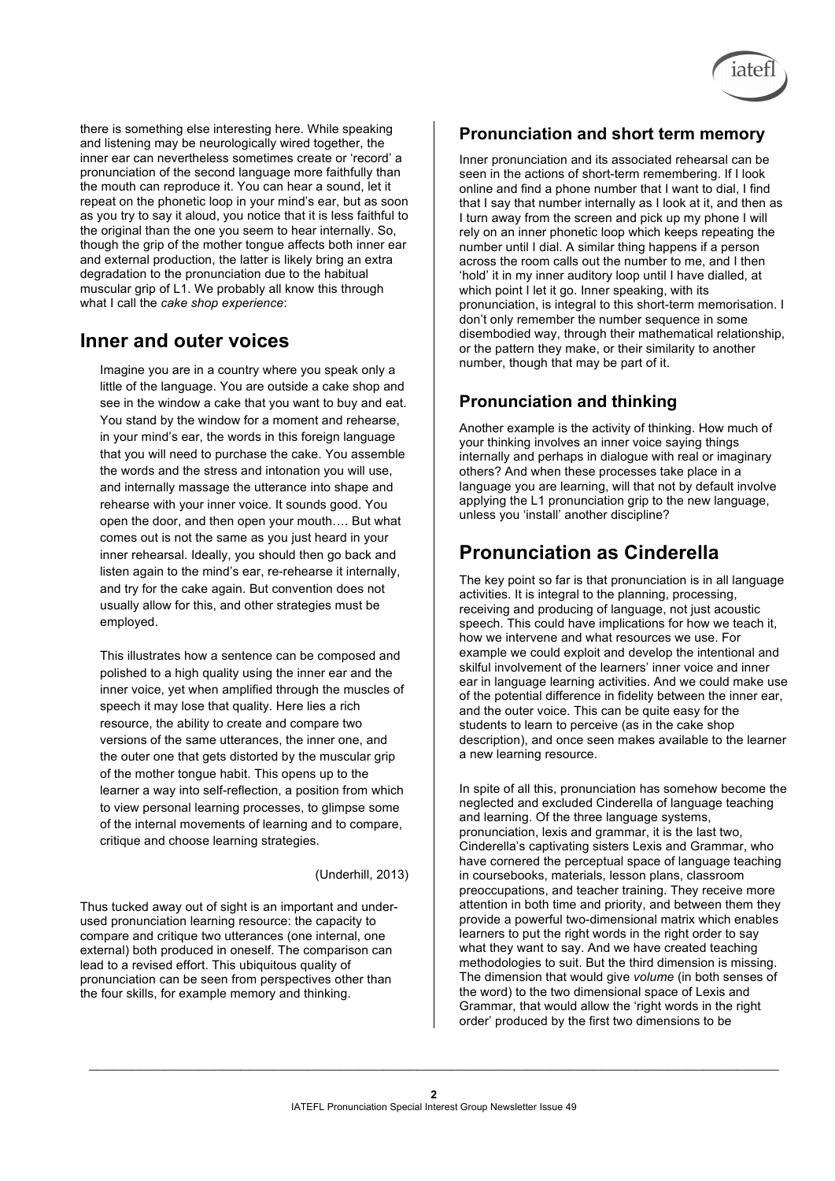there is something else interesting here. While speaking and listening may be neurologically wired together, the inner ear can nevertheless sometimes create or 'record' a pronunciation of the second language more faithfully than the mouth can reproduce it. You can hear a sound, let it repeat on the phonetic loop in your mind's ear, but as soon as you try to say it aloud, you notice that it is less faithful to the original than the one you seem to hear internally. So, though the grip of the mother tongue affects both inner ear and external production, the latter is likely bring an extra degradation to the pronunciation due to the habitual muscular grip of L1. We probably all know this through what I call the *cake shop experience*:

## Inner and outer voices

> Imagine you are in a country where you speak only a little of the language. You are outside a cake shop and see in the window a cake that you want to buy and eat. You stand by the window for a moment and rehearse, in your mind's ear, the words in this foreign language that you will need to purchase the cake. You assemble the words and the stress and intonation you will use, and internally massage the utterance into shape and rehearse with your inner voice. It sounds good. You open the door, and then open your mouth…. But what comes out is not the same as you just heard in your inner rehearsal. Ideally, you should then go back and listen again to the mind's ear, re-rehearse it internally, and try for the cake again. But convention does not usually allow for this, and other strategies must be employed.
>
> This illustrates how a sentence can be composed and polished to a high quality using the inner ear and the inner voice, yet when amplified through the muscles of speech it may lose that quality. Here lies a rich resource, the ability to create and compare two versions of the same utterances, the inner one, and the outer one that gets distorted by the muscular grip of the mother tongue habit. This opens up to the learner a way into self-reflection, a position from which to view personal learning processes, to glimpse some of the internal movements of learning and to compare, critique and choose learning strategies.
>
> (Underhill, 2013)

Thus tucked away out of sight is an important and under-used pronunciation learning resource: the capacity to compare and critique two utterances (one internal, one external) both produced in oneself. The comparison can lead to a revised effort. This ubiquitous quality of pronunciation can be seen from perspectives other than the four skills, for example memory and thinking.

### Pronunciation and short term memory

Inner pronunciation and its associated rehearsal can be seen in the actions of short-term remembering. If I look online and find a phone number that I want to dial, I find that I say that number internally as I look at it, and then as I turn away from the screen and pick up my phone I will rely on an inner phonetic loop which keeps repeating the number until I dial. A similar thing happens if a person across the room calls out the number to me, and I then 'hold' it in my inner auditory loop until I have dialled, at which point I let it go. Inner speaking, with its pronunciation, is integral to this short-term memorisation. I don't only remember the number sequence in some disembodied way, through their mathematical relationship, or the pattern they make, or their similarity to another number, though that may be part of it.

### Pronunciation and thinking

Another example is the activity of thinking. How much of your thinking involves an inner voice saying things internally and perhaps in dialogue with real or imaginary others? And when these processes take place in a language you are learning, will that not by default involve applying the L1 pronunciation grip to the new language, unless you 'install' another discipline?

## Pronunciation as Cinderella

The key point so far is that pronunciation is in all language activities. It is integral to the planning, processing, receiving and producing of language, not just acoustic speech. This could have implications for how we teach it, how we intervene and what resources we use. For example we could exploit and develop the intentional and skilful involvement of the learners' inner voice and inner ear in language learning activities. And we could make use of the potential difference in fidelity between the inner ear, and the outer voice. This can be quite easy for the students to learn to perceive (as in the cake shop description), and once seen makes available to the learner a new learning resource.

In spite of all this, pronunciation has somehow become the neglected and excluded Cinderella of language teaching and learning. Of the three language systems, pronunciation, lexis and grammar, it is the last two, Cinderella's captivating sisters Lexis and Grammar, who have cornered the perceptual space of language teaching in coursebooks, materials, lesson plans, classroom preoccupations, and teacher training. They receive more attention in both time and priority, and between them they provide a powerful two-dimensional matrix which enables learners to put the right words in the right order to say what they want to say. And we have created teaching methodologies to suit. But the third dimension is missing. The dimension that would give *volume* (in both senses of the word) to the two dimensional space of Lexis and Grammar, that would allow the 'right words in the right order' produced by the first two dimensions to be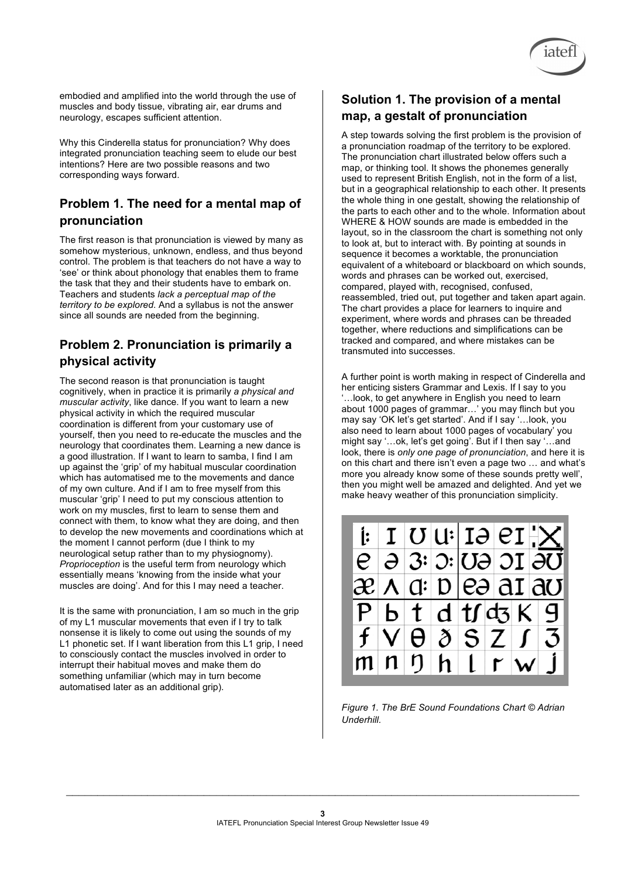embodied and amplified into the world through the use of muscles and body tissue, vibrating air, ear drums and neurology, escapes sufficient attention.

Why this Cinderella status for pronunciation? Why does integrated pronunciation teaching seem to elude our best intentions? Here are two possible reasons and two corresponding ways forward.

## Problem 1. The need for a mental map of pronunciation

The first reason is that pronunciation is viewed by many as somehow mysterious, unknown, endless, and thus beyond control. The problem is that teachers do not have a way to 'see' or think about phonology that enables them to frame the task that they and their students have to embark on. Teachers and students *lack a perceptual map of the territory to be explored*. And a syllabus is not the answer since all sounds are needed from the beginning.

## Problem 2. Pronunciation is primarily a physical activity

The second reason is that pronunciation is taught cognitively, when in practice it is primarily *a physical and muscular activity*, like dance. If you want to learn a new physical activity in which the required muscular coordination is different from your customary use of yourself, then you need to re-educate the muscles and the neurology that coordinates them. Learning a new dance is a good illustration. If I want to learn to samba, I find I am up against the 'grip' of my habitual muscular coordination which has automatised me to the movements and dance of my own culture. And if I am to free myself from this muscular 'grip' I need to put my conscious attention to work on my muscles, first to learn to sense them and connect with them, to know what they are doing, and then to develop the new movements and coordinations which at the moment I cannot perform (due I think to my neurological setup rather than to my physiognomy). *Proprioception* is the useful term from neurology which essentially means 'knowing from the inside what your muscles are doing'. And for this I may need a teacher.

It is the same with pronunciation, I am so much in the grip of my L1 muscular movements that even if I try to talk nonsense it is likely to come out using the sounds of my L1 phonetic set. If I want liberation from this L1 grip, I need to consciously contact the muscles involved in order to interrupt their habitual moves and make them do something unfamiliar (which may in turn become automatised later as an additional grip).

## Solution 1. The provision of a mental map, a gestalt of pronunciation

A step towards solving the first problem is the provision of a pronunciation roadmap of the territory to be explored. The pronunciation chart illustrated below offers such a map, or thinking tool. It shows the phonemes generally used to represent British English, not in the form of a list, but in a geographical relationship to each other. It presents the whole thing in one gestalt, showing the relationship of the parts to each other and to the whole. Information about WHERE & HOW sounds are made is embedded in the layout, so in the classroom the chart is something not only to look at, but to interact with. By pointing at sounds in sequence it becomes a worktable, the pronunciation equivalent of a whiteboard or blackboard on which sounds, words and phrases can be worked out, exercised, compared, played with, recognised, confused, reassembled, tried out, put together and taken apart again. The chart provides a place for learners to inquire and experiment, where words and phrases can be threaded together, where reductions and simplifications can be tracked and compared, and where mistakes can be transmuted into successes.

A further point is worth making in respect of Cinderella and her enticing sisters Grammar and Lexis. If I say to you '…look, to get anywhere in English you need to learn about 1000 pages of grammar…' you may flinch but you may say 'OK let's get started'. And if I say '…look, you also need to learn about 1000 pages of vocabulary' you might say '…ok, let's get going'. But if I then say '…and look, there is *only one page of pronunciation*, and here it is on this chart and there isn't even a page two … and what's more you already know some of these sounds pretty well', then you might well be amazed and delighted. And yet we make heavy weather of this pronunciation simplicity.

| iː | ɪ | ʊ | uː | ɪə | eɪ | ˈ ‿ |
|---|---|---|---|---|---|---|
| e | ə | ɜː | ɔː | ʊə | ɔɪ | əʊ |
| æ | ʌ | ɑː | ɒ | eə | aɪ | aʊ |
| p | b | t | d | tʃ | dʒ | k | g |
| f | v | θ | ð | s | z | ʃ | ʒ |
| m | n | ŋ | h | l | r | w | j |

*Figure 1. The BrE Sound Foundations Chart © Adrian Underhill.*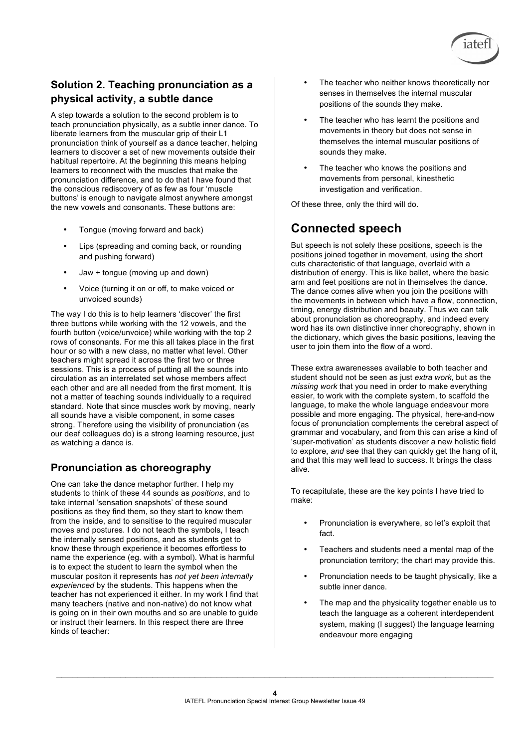## Solution 2. Teaching pronunciation as a physical activity, a subtle dance

A step towards a solution to the second problem is to teach pronunciation physically, as a subtle inner dance. To liberate learners from the muscular grip of their L1 pronunciation think of yourself as a dance teacher, helping learners to discover a set of new movements outside their habitual repertoire. At the beginning this means helping learners to reconnect with the muscles that make the pronunciation difference, and to do that I have found that the conscious rediscovery of as few as four 'muscle buttons' is enough to navigate almost anywhere amongst the new vowels and consonants. These buttons are:

- Tongue (moving forward and back)
- Lips (spreading and coming back, or rounding and pushing forward)
- Jaw + tongue (moving up and down)
- Voice (turning it on or off, to make voiced or unvoiced sounds)

The way I do this is to help learners 'discover' the first three buttons while working with the 12 vowels, and the fourth button (voice/unvoice) while working with the top 2 rows of consonants. For me this all takes place in the first hour or so with a new class, no matter what level. Other teachers might spread it across the first two or three sessions. This is a process of putting all the sounds into circulation as an interrelated set whose members affect each other and are all needed from the first moment. It is not a matter of teaching sounds individually to a required standard. Note that since muscles work by moving, nearly all sounds have a visible component, in some cases strong. Therefore using the visibility of pronunciation (as our deaf colleagues do) is a strong learning resource, just as watching a dance is.

### Pronunciation as choreography

One can take the dance metaphor further. I help my students to think of these 44 sounds as *positions*, and to take internal 'sensation snapshots' of these sound positions as they find them, so they start to know them from the inside, and to sensitise to the required muscular moves and postures. I do not teach the symbols, I teach the internally sensed positions, and as students get to know these through experience it becomes effortless to name the experience (eg. with a symbol). What is harmful is to expect the student to learn the symbol when the muscular positon it represents has *not yet been internally experienced* by the students. This happens when the teacher has not experienced it either. In my work I find that many teachers (native and non-native) do not know what is going on in their own mouths and so are unable to guide or instruct their learners. In this respect there are three kinds of teacher:

- The teacher who neither knows theoretically nor senses in themselves the internal muscular positions of the sounds they make.
- The teacher who has learnt the positions and movements in theory but does not sense in themselves the internal muscular positions of sounds they make.
- The teacher who knows the positions and movements from personal, kinesthetic investigation and verification.

Of these three, only the third will do.

## Connected speech

But speech is not solely these positions, speech is the positions joined together in movement, using the short cuts characteristic of that language, overlaid with a distribution of energy. This is like ballet, where the basic arm and feet positions are not in themselves the dance. The dance comes alive when you join the positions with the movements in between which have a flow, connection, timing, energy distribution and beauty. Thus we can talk about pronunciation as choreography, and indeed every word has its own distinctive inner choreography, shown in the dictionary, which gives the basic positions, leaving the user to join them into the flow of a word.

These extra awarenesses available to both teacher and student should not be seen as just *extra work*, but as the *missing work* that you need in order to make everything easier, to work with the complete system, to scaffold the language, to make the whole language endeavour more possible and more engaging. The physical, here-and-now focus of pronunciation complements the cerebral aspect of grammar and vocabulary, and from this can arise a kind of 'super-motivation' as students discover a new holistic field to explore, *and* see that they can quickly get the hang of it, and that this may well lead to success. It brings the class alive.

To recapitulate, these are the key points I have tried to make:

- Pronunciation is everywhere, so let's exploit that fact.
- Teachers and students need a mental map of the pronunciation territory; the chart may provide this.
- Pronunciation needs to be taught physically, like a subtle inner dance.
- The map and the physicality together enable us to teach the language as a coherent interdependent system, making (I suggest) the language learning endeavour more engaging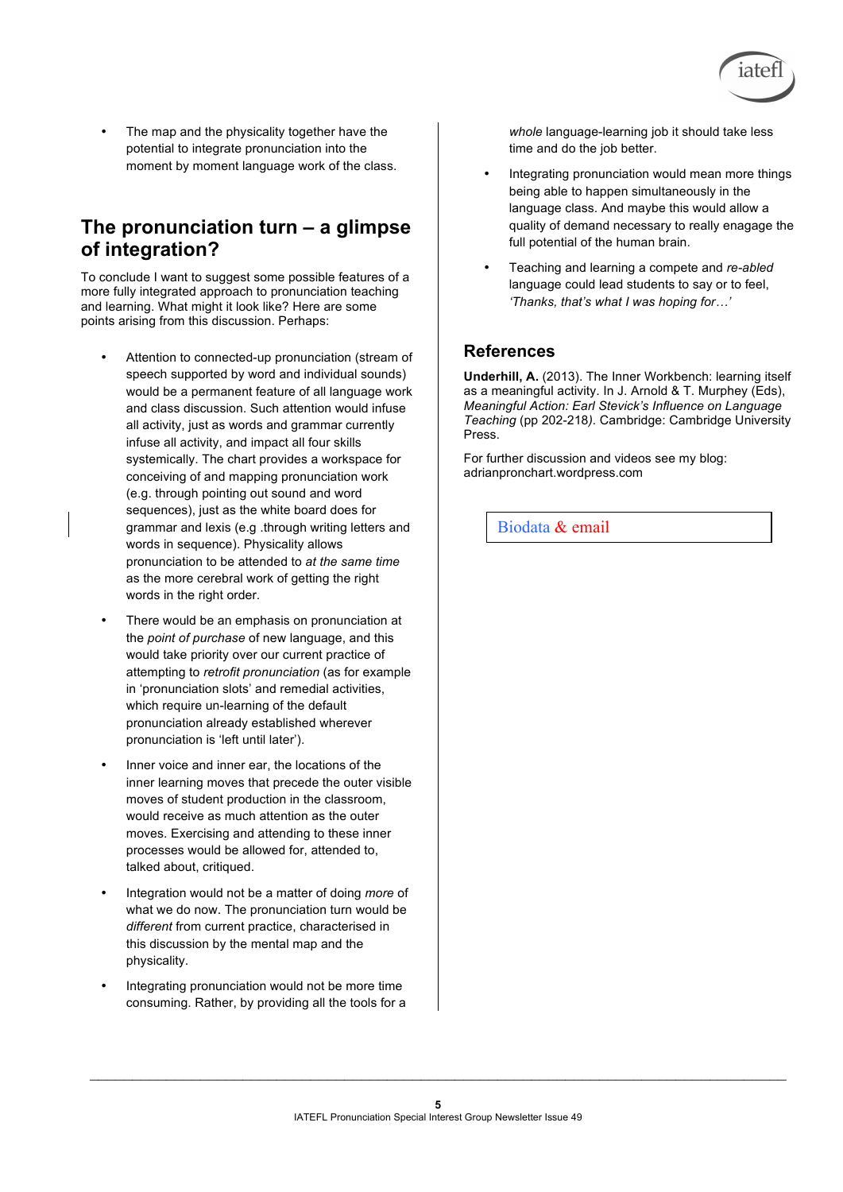- The map and the physicality together have the potential to integrate pronunciation into the moment by moment language work of the class.

## The pronunciation turn – a glimpse of integration?

To conclude I want to suggest some possible features of a more fully integrated approach to pronunciation teaching and learning. What might it look like? Here are some points arising from this discussion. Perhaps:

- Attention to connected-up pronunciation (stream of speech supported by word and individual sounds) would be a permanent feature of all language work and class discussion. Such attention would infuse all activity, just as words and grammar currently infuse all activity, and impact all four skills systemically. The chart provides a workspace for conceiving of and mapping pronunciation work (e.g. through pointing out sound and word sequences), just as the white board does for grammar and lexis (e.g .through writing letters and words in sequence). Physicality allows pronunciation to be attended to *at the same time* as the more cerebral work of getting the right words in the right order.
- There would be an emphasis on pronunciation at the *point of purchase* of new language, and this would take priority over our current practice of attempting to *retrofit pronunciation* (as for example in 'pronunciation slots' and remedial activities, which require un-learning of the default pronunciation already established wherever pronunciation is 'left until later').
- Inner voice and inner ear, the locations of the inner learning moves that precede the outer visible moves of student production in the classroom, would receive as much attention as the outer moves. Exercising and attending to these inner processes would be allowed for, attended to, talked about, critiqued.
- Integration would not be a matter of doing *more* of what we do now. The pronunciation turn would be *different* from current practice, characterised in this discussion by the mental map and the physicality.
- Integrating pronunciation would not be more time consuming. Rather, by providing all the tools for a *whole* language-learning job it should take less time and do the job better.
- Integrating pronunciation would mean more things being able to happen simultaneously in the language class. And maybe this would allow a quality of demand necessary to really enagage the full potential of the human brain.
- Teaching and learning a compete and *re-abled* language could lead students to say or to feel, *'Thanks, that's what I was hoping for…'*

## References

**Underhill, A.** (2013). The Inner Workbench: learning itself as a meaningful activity. In J. Arnold & T. Murphey (Eds), *Meaningful Action: Earl Stevick's Influence on Language Teaching* (pp 202-218*)*. Cambridge: Cambridge University Press.

For further discussion and videos see my blog: adrianpronchart.wordpress.com

Biodata & email